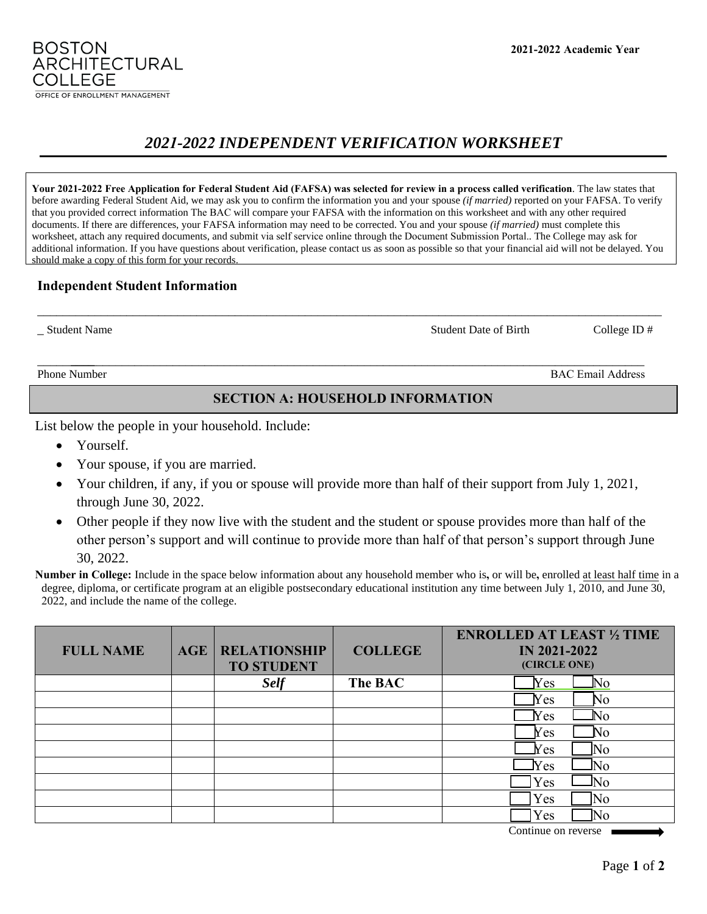BOSTON ARCHITECTURAL COLLEGE

OFFICE OF ENROLLMENT MANAGEMENT

2021-2022 Academic Year

# *2021-2022 INDEPENDENT VERIFICATION WORKSHEET*

**Your 2021-2022 Free Application for Federal Student Aid (FAFSA) was selected for review in a process called verification**. The law states that before awarding Federal Student Aid, we may ask you to confirm the information you and your spouse *(if married)* reported on your FAFSA. To verify that you provided correct information The BAC will compare your FAFSA with the information on this worksheet and with any other required documents. If there are differences, your FAFSA information may need to be corrected. You and your spouse *(if married)* must complete this worksheet, attach any required documents, and submit via self service online through the Document Submission Portal.. The College may ask for additional information. If you have questions about verification, please contact us as soon as possible so that your financial aid will not be delayed. You should make a copy of this form for your records.

## Independent Student Information

_____________________________________________________________________________________

_ Student Name                Student Date of Birth                College ID #

_____________________________________________________________________________________

Phone Number                BAC Email Address

## SECTION A: HOUSEHOLD INFORMATION

List below the people in your household. Include:

- Yourself.
- Your spouse, if you are married.
- Your children, if any, if you or spouse will provide more than half of their support from July 1, 2021, through June 30, 2022.
- Other people if they now live with the student and the student or spouse provides more than half of the other person's support and will continue to provide more than half of that person's support through June 30, 2022.

**Number in College:** Include in the space below information about any household member who is**,** or will be**,** enrolled at least half time in a degree, diploma, or certificate program at an eligible postsecondary educational institution any time between July 1, 2010, and June 30, 2022, and include the name of the college.

| FULL NAME | AGE | RELATIONSHIP TO STUDENT | COLLEGE | ENROLLED AT LEAST ½ TIME IN 2021-2022 (CIRCLE ONE) |
|---|---|---|---|---|
| | | ***Self*** | **The BAC** | ☐ Yes ☐ No |
| | | | | ☐ Yes ☐ No |
| | | | | ☐ Yes ☐ No |
| | | | | ☐ Yes ☐ No |
| | | | | ☐ Yes ☐ No |
| | | | | ☐ Yes ☐ No |
| | | | | ☐ Yes ☐ No |
| | | | | ☐ Yes ☐ No |
| | | | | ☐ Yes ☐ No |

Continue on reverse →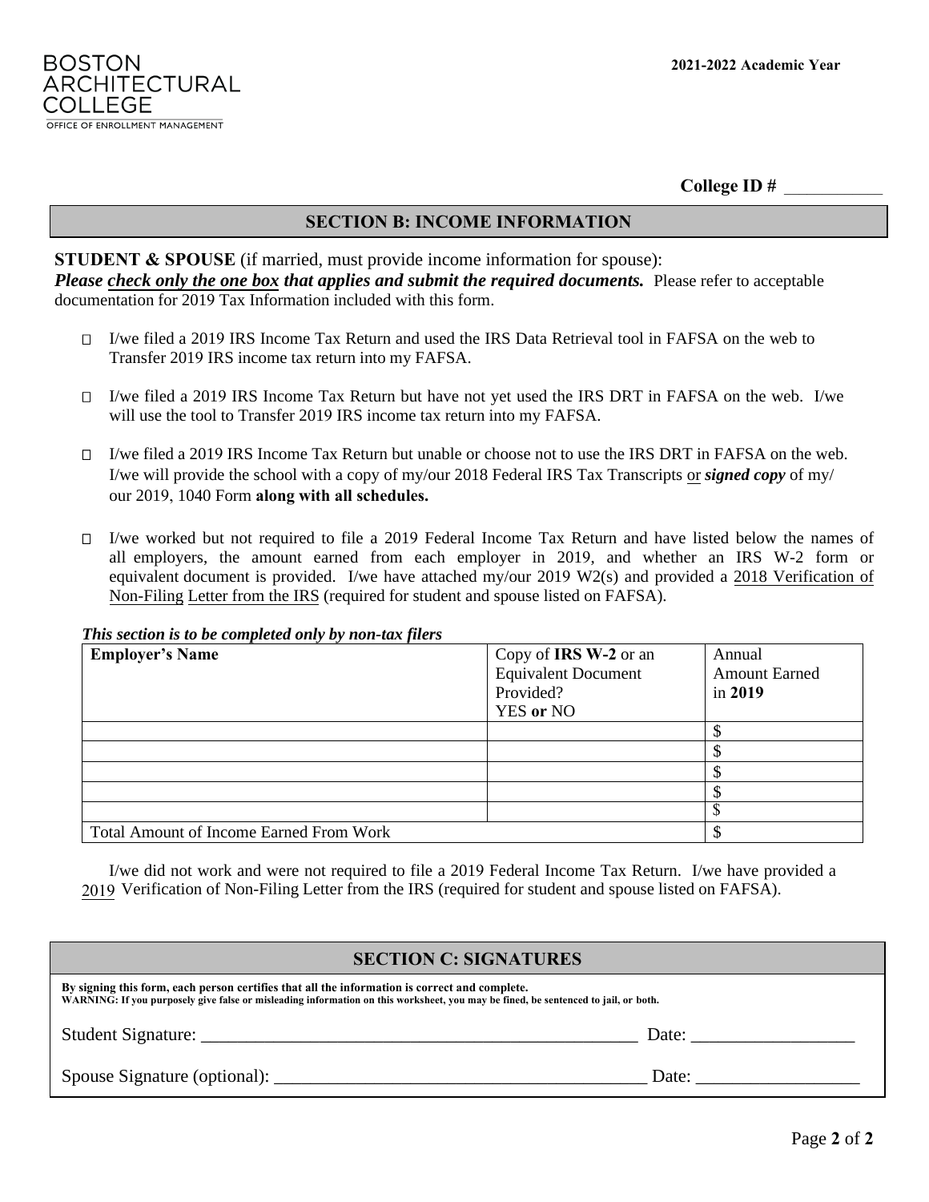BOSTON ARCHITECTURAL COLLEGE

OFFICE OF ENROLLMENT MANAGEMENT

**2021-2022 Academic Year**

**College ID #** ___________

## SECTION B: INCOME INFORMATION

**STUDENT & SPOUSE** (if married, must provide income information for spouse):

***Please check only the one box that applies and submit the required documents.*** Please refer to acceptable documentation for 2019 Tax Information included with this form.

- ☐ I/we filed a 2019 IRS Income Tax Return and used the IRS Data Retrieval tool in FAFSA on the web to Transfer 2019 IRS income tax return into my FAFSA.

- ☐ I/we filed a 2019 IRS Income Tax Return but have not yet used the IRS DRT in FAFSA on the web. I/we will use the tool to Transfer 2019 IRS income tax return into my FAFSA.

- ☐ I/we filed a 2019 IRS Income Tax Return but unable or choose not to use the IRS DRT in FAFSA on the web. I/we will provide the school with a copy of my/our 2018 Federal IRS Tax Transcripts or ***signed copy*** of my/ our 2019, 1040 Form **along with all schedules.**

- ☐ I/we worked but not required to file a 2019 Federal Income Tax Return and have listed below the names of all employers, the amount earned from each employer in 2019, and whether an IRS W-2 form or equivalent document is provided. I/we have attached my/our 2019 W2(s) and provided a 2018 Verification of Non-Filing Letter from the IRS (required for student and spouse listed on FAFSA).

***This section is to be completed only by non-tax filers***

| **Employer's Name** | Copy of **IRS W-2** or an Equivalent Document Provided? YES **or** NO | Annual Amount Earned in **2019** |
|---|---|---|
| | | $ |
| | | $ |
| | | $ |
| | | $ |
| | | $ |
| Total Amount of Income Earned From Work | | $ |

I/we did not work and were not required to file a 2019 Federal Income Tax Return. I/we have provided a 2019 Verification of Non-Filing Letter from the IRS (required for student and spouse listed on FAFSA).

## SECTION C: SIGNATURES

**By signing this form, each person certifies that all the information is correct and complete.**
**WARNING: If you purposely give false or misleading information on this worksheet, you may be fined, be sentenced to jail, or both.**

Student Signature: _______________________________________________ Date: __________________

Spouse Signature (optional): __________________________________________ Date: __________________